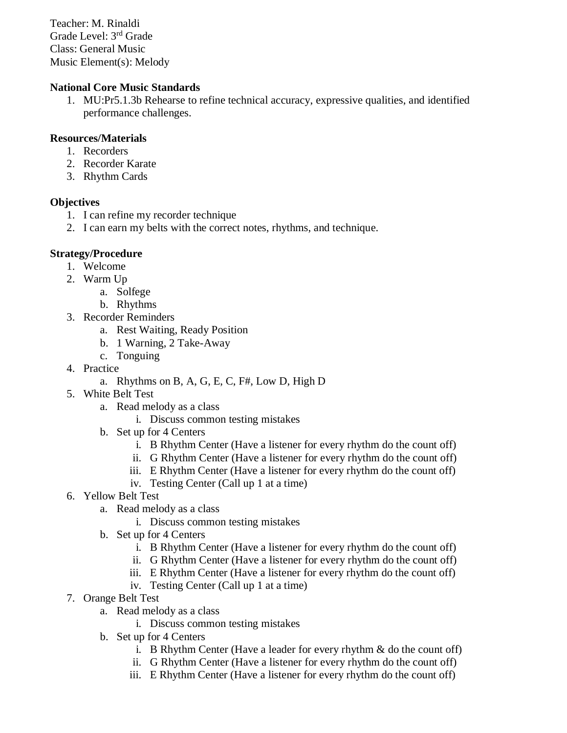Teacher: M. Rinaldi
Grade Level: 3rd Grade
Class: General Music
Music Element(s): Melody

**National Core Music Standards**

1. MU:Pr5.1.3b Rehearse to refine technical accuracy, expressive qualities, and identified performance challenges.

**Resources/Materials**

1. Recorders
2. Recorder Karate
3. Rhythm Cards

**Objectives**

1. I can refine my recorder technique
2. I can earn my belts with the correct notes, rhythms, and technique.

**Strategy/Procedure**

1. Welcome
2. Warm Up
   a. Solfege
   b. Rhythms
3. Recorder Reminders
   a. Rest Waiting, Ready Position
   b. 1 Warning, 2 Take-Away
   c. Tonguing
4. Practice
   a. Rhythms on B, A, G, E, C, F#, Low D, High D
5. White Belt Test
   a. Read melody as a class
      i. Discuss common testing mistakes
   b. Set up for 4 Centers
      i. B Rhythm Center (Have a listener for every rhythm do the count off)
      ii. G Rhythm Center (Have a listener for every rhythm do the count off)
      iii. E Rhythm Center (Have a listener for every rhythm do the count off)
      iv. Testing Center (Call up 1 at a time)
6. Yellow Belt Test
   a. Read melody as a class
      i. Discuss common testing mistakes
   b. Set up for 4 Centers
      i. B Rhythm Center (Have a listener for every rhythm do the count off)
      ii. G Rhythm Center (Have a listener for every rhythm do the count off)
      iii. E Rhythm Center (Have a listener for every rhythm do the count off)
      iv. Testing Center (Call up 1 at a time)
7. Orange Belt Test
   a. Read melody as a class
      i. Discuss common testing mistakes
   b. Set up for 4 Centers
      i. B Rhythm Center (Have a leader for every rhythm & do the count off)
      ii. G Rhythm Center (Have a listener for every rhythm do the count off)
      iii. E Rhythm Center (Have a listener for every rhythm do the count off)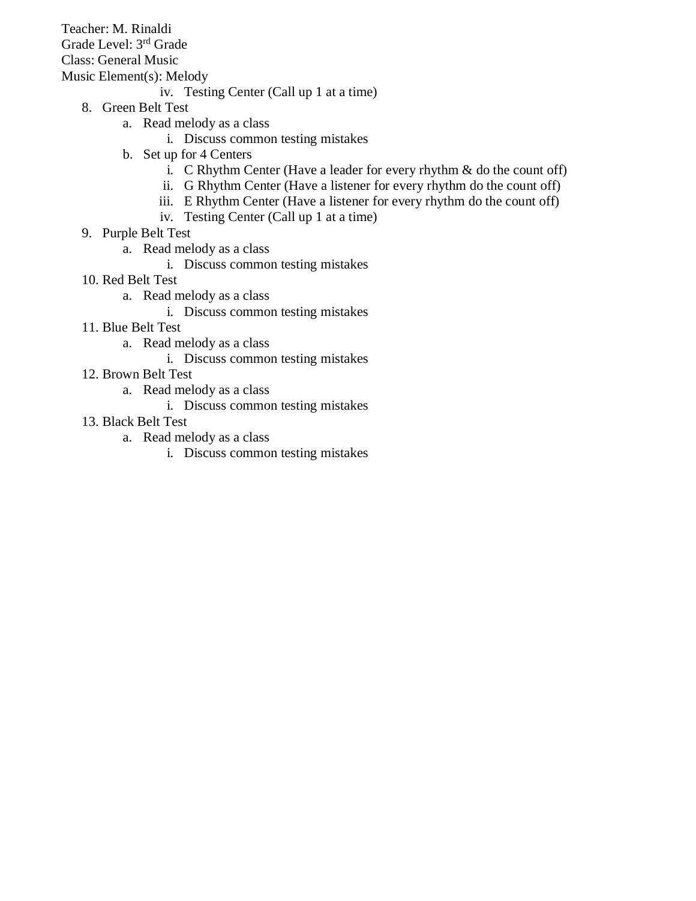iv. Testing Center (Call up 1 at a time)

8. Green Belt Test
    a. Read melody as a class
        i. Discuss common testing mistakes
    b. Set up for 4 Centers
        i. C Rhythm Center (Have a leader for every rhythm & do the count off)
        ii. G Rhythm Center (Have a listener for every rhythm do the count off)
        iii. E Rhythm Center (Have a listener for every rhythm do the count off)
        iv. Testing Center (Call up 1 at a time)
9. Purple Belt Test
    a. Read melody as a class
        i. Discuss common testing mistakes
10. Red Belt Test
    a. Read melody as a class
        i. Discuss common testing mistakes
11. Blue Belt Test
    a. Read melody as a class
        i. Discuss common testing mistakes
12. Brown Belt Test
    a. Read melody as a class
        i. Discuss common testing mistakes
13. Black Belt Test
    a. Read melody as a class
        i. Discuss common testing mistakes